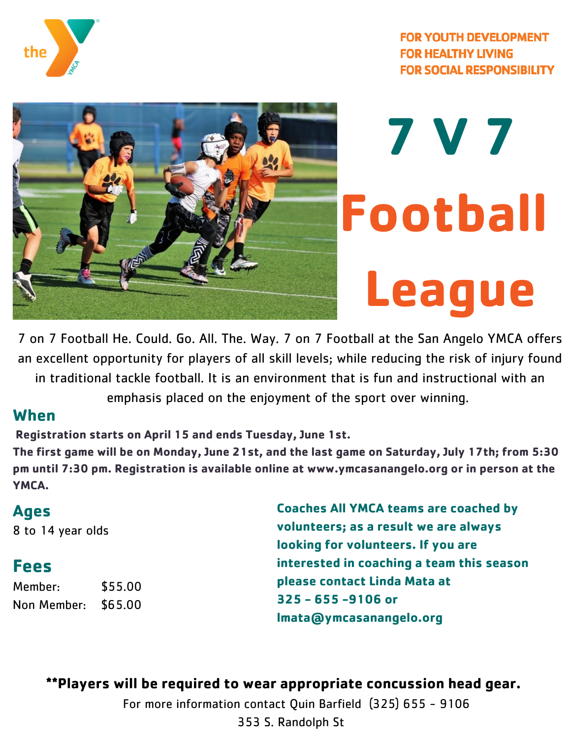FOR YOUTH DEVELOPMENT
FOR HEALTHY LIVING
FOR SOCIAL RESPONSIBILITY

# 7 V 7 Football League

7 on 7 Football He. Could. Go. All. The. Way. 7 on 7 Football at the San Angelo YMCA offers an excellent opportunity for players of all skill levels; while reducing the risk of injury found in traditional tackle football. It is an environment that is fun and instructional with an emphasis placed on the enjoyment of the sport over winning.

## When

**Registration starts on April 15 and ends Tuesday, June 1st.**
**The first game will be on Monday, June 21st, and the last game on Saturday, July 17th; from 5:30 pm until 7:30 pm. Registration is available online at www.ymcasanangelo.org or in person at the YMCA.**

## Ages

8 to 14 year olds

## Fees

| | |
|---|---|
| Member: | $55.00 |
| Non Member: | $65.00 |

**Coaches All YMCA teams are coached by volunteers; as a result we are always looking for volunteers. If you are interested in coaching a team this season please contact Linda Mata at 325 - 655 -9106 or lmata@ymcasanangelo.org**

****Players will be required to wear appropriate concussion head gear.**

For more information contact Quin Barfield (325) 655 - 9106
353 S. Randolph St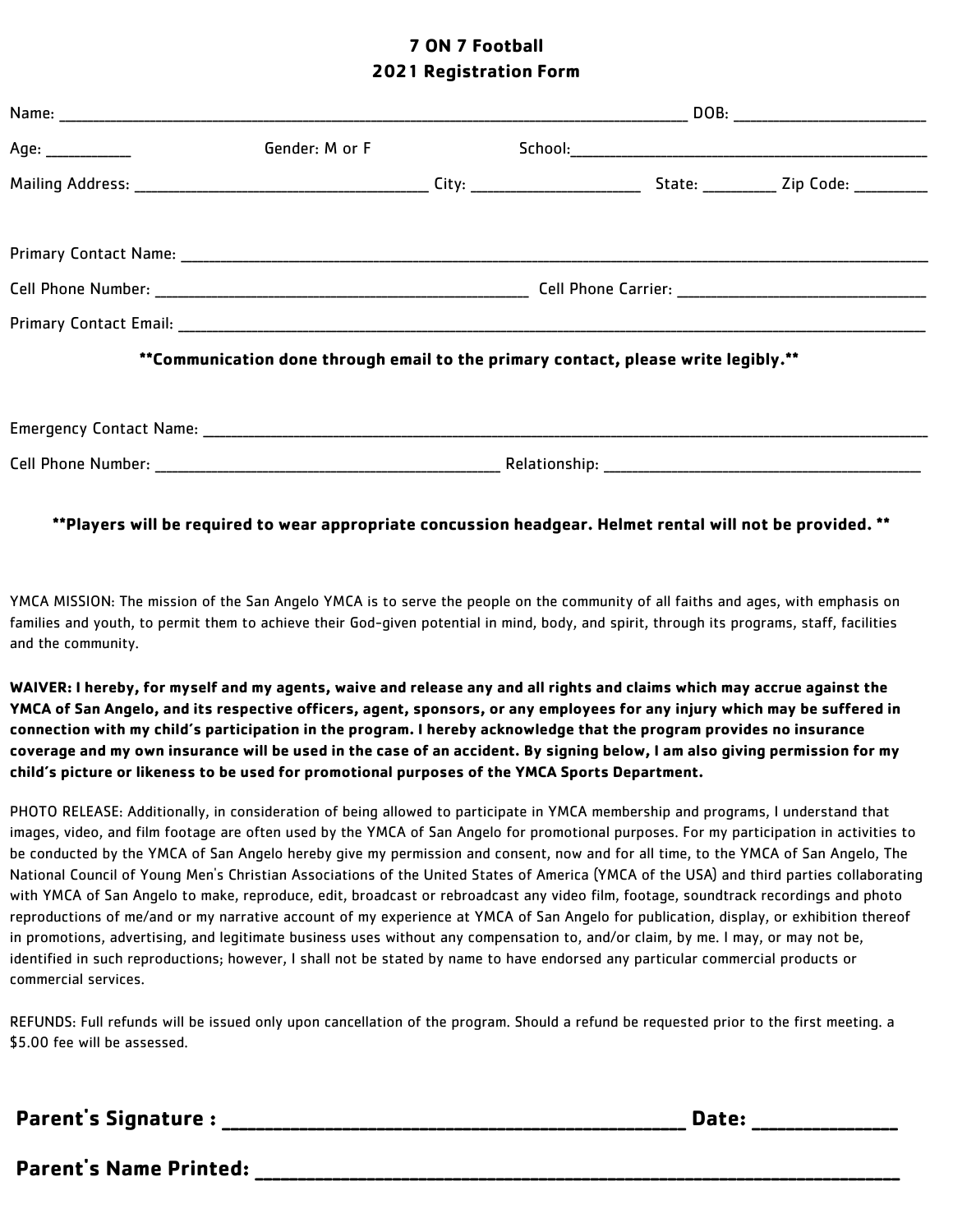## 7 ON 7 Football
## 2021 Registration Form

Name: ______________________________________________ DOB: ______________

Age: __________ Gender: M or F School: ______________________________

Mailing Address: ______________________ City: ______________ State: ________ Zip Code: ________

Primary Contact Name: ______________________________________________

Cell Phone Number: ______________________ Cell Phone Carrier: ______________________

Primary Contact Email: ______________________________________________

**\*\*Communication done through email to the primary contact, please write legibly.\*\***

Emergency Contact Name: ______________________________________________

Cell Phone Number: ______________________ Relationship: ______________________

**\*\*Players will be required to wear appropriate concussion headgear. Helmet rental will not be provided. \*\***

YMCA MISSION: The mission of the San Angelo YMCA is to serve the people on the community of all faiths and ages, with emphasis on families and youth, to permit them to achieve their God-given potential in mind, body, and spirit, through its programs, staff, facilities and the community.

**WAIVER: I hereby, for myself and my agents, waive and release any and all rights and claims which may accrue against the YMCA of San Angelo, and its respective officers, agent, sponsors, or any employees for any injury which may be suffered in connection with my child's participation in the program. I hereby acknowledge that the program provides no insurance coverage and my own insurance will be used in the case of an accident. By signing below, I am also giving permission for my child's picture or likeness to be used for promotional purposes of the YMCA Sports Department.**

PHOTO RELEASE: Additionally, in consideration of being allowed to participate in YMCA membership and programs, I understand that images, video, and film footage are often used by the YMCA of San Angelo for promotional purposes. For my participation in activities to be conducted by the YMCA of San Angelo hereby give my permission and consent, now and for all time, to the YMCA of San Angelo, The National Council of Young Men's Christian Associations of the United States of America (YMCA of the USA) and third parties collaborating with YMCA of San Angelo to make, reproduce, edit, broadcast or rebroadcast any video film, footage, soundtrack recordings and photo reproductions of me/and or my narrative account of my experience at YMCA of San Angelo for publication, display, or exhibition thereof in promotions, advertising, and legitimate business uses without any compensation to, and/or claim, by me. I may, or may not be, identified in such reproductions; however, I shall not be stated by name to have endorsed any particular commercial products or commercial services.

REFUNDS: Full refunds will be issued only upon cancellation of the program. Should a refund be requested prior to the first meeting. a $5.00 fee will be assessed.

**Parent's Signature : ______________________________ Date: ____________**

**Parent's Name Printed: ______________________________________________**